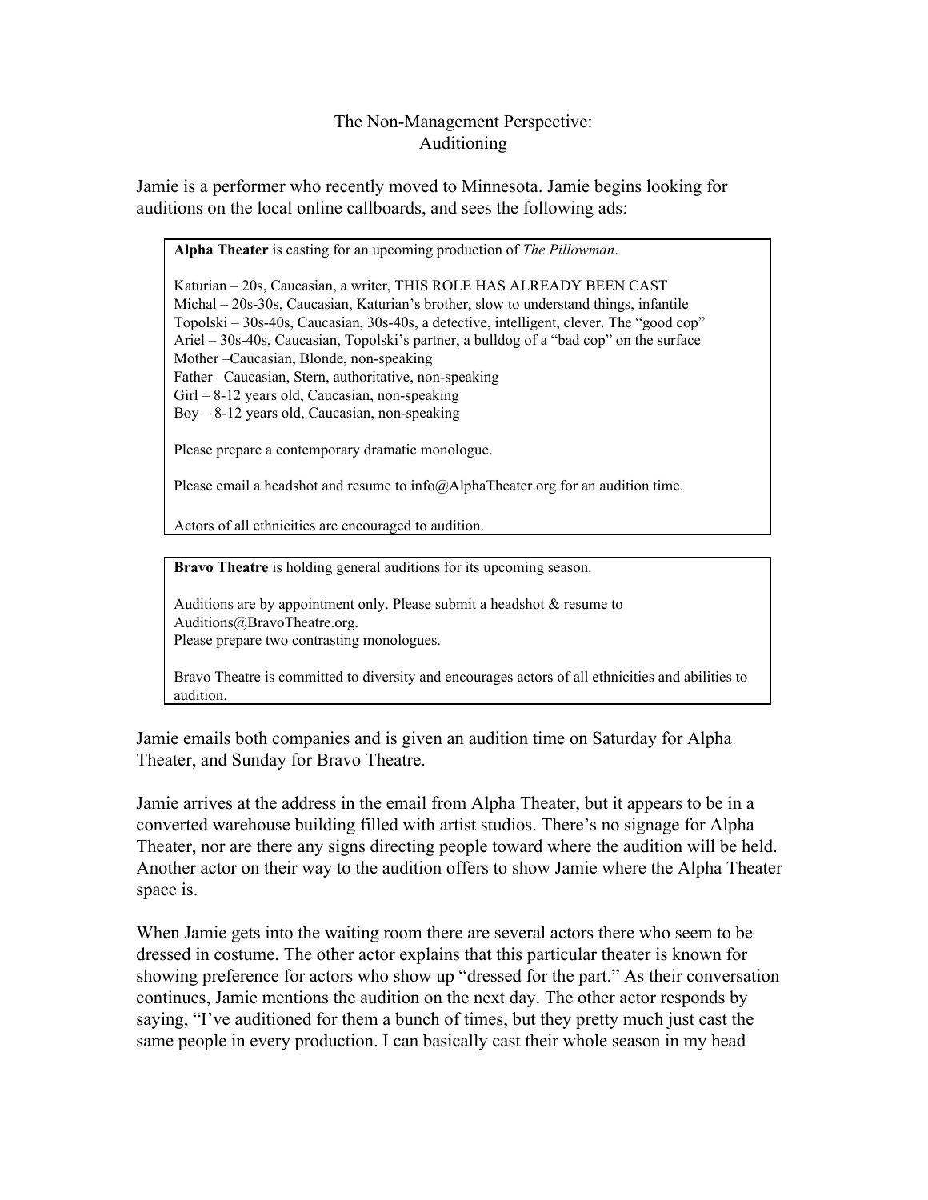# The Non-Management Perspective: Auditioning

Jamie is a performer who recently moved to Minnesota. Jamie begins looking for auditions on the local online callboards, and sees the following ads:

> **Alpha Theater** is casting for an upcoming production of *The Pillowman*.
>
> Katurian – 20s, Caucasian, a writer, THIS ROLE HAS ALREADY BEEN CAST
> Michal – 20s-30s, Caucasian, Katurian's brother, slow to understand things, infantile
> Topolski – 30s-40s, Caucasian, 30s-40s, a detective, intelligent, clever. The "good cop"
> Ariel – 30s-40s, Caucasian, Topolski's partner, a bulldog of a "bad cop" on the surface
> Mother –Caucasian, Blonde, non-speaking
> Father –Caucasian, Stern, authoritative, non-speaking
> Girl – 8-12 years old, Caucasian, non-speaking
> Boy – 8-12 years old, Caucasian, non-speaking
>
> Please prepare a contemporary dramatic monologue.
>
> Please email a headshot and resume to info@AlphaTheater.org for an audition time.
>
> Actors of all ethnicities are encouraged to audition.

> **Bravo Theatre** is holding general auditions for its upcoming season.
>
> Auditions are by appointment only. Please submit a headshot & resume to Auditions@BravoTheatre.org.
> Please prepare two contrasting monologues.
>
> Bravo Theatre is committed to diversity and encourages actors of all ethnicities and abilities to audition.

Jamie emails both companies and is given an audition time on Saturday for Alpha Theater, and Sunday for Bravo Theatre.

Jamie arrives at the address in the email from Alpha Theater, but it appears to be in a converted warehouse building filled with artist studios. There's no signage for Alpha Theater, nor are there any signs directing people toward where the audition will be held. Another actor on their way to the audition offers to show Jamie where the Alpha Theater space is.

When Jamie gets into the waiting room there are several actors there who seem to be dressed in costume. The other actor explains that this particular theater is known for showing preference for actors who show up "dressed for the part." As their conversation continues, Jamie mentions the audition on the next day. The other actor responds by saying, "I've auditioned for them a bunch of times, but they pretty much just cast the same people in every production. I can basically cast their whole season in my head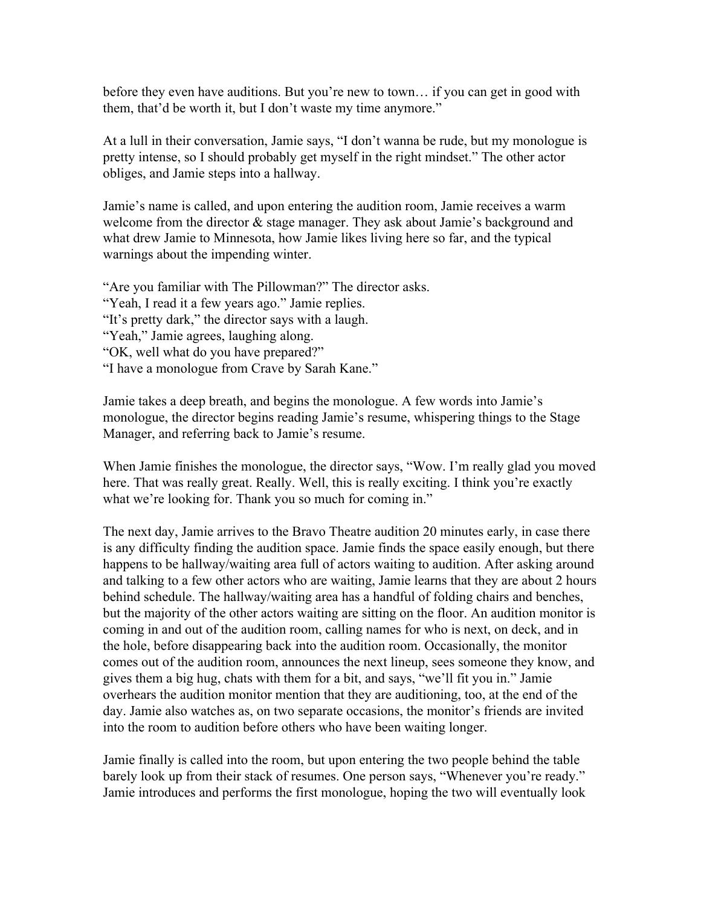before they even have auditions. But you're new to town… if you can get in good with them, that'd be worth it, but I don't waste my time anymore."

At a lull in their conversation, Jamie says, "I don't wanna be rude, but my monologue is pretty intense, so I should probably get myself in the right mindset." The other actor obliges, and Jamie steps into a hallway.

Jamie's name is called, and upon entering the audition room, Jamie receives a warm welcome from the director & stage manager. They ask about Jamie's background and what drew Jamie to Minnesota, how Jamie likes living here so far, and the typical warnings about the impending winter.

"Are you familiar with The Pillowman?" The director asks.
"Yeah, I read it a few years ago." Jamie replies.
"It's pretty dark," the director says with a laugh.
"Yeah," Jamie agrees, laughing along.
"OK, well what do you have prepared?"
"I have a monologue from Crave by Sarah Kane."

Jamie takes a deep breath, and begins the monologue. A few words into Jamie's monologue, the director begins reading Jamie's resume, whispering things to the Stage Manager, and referring back to Jamie's resume.

When Jamie finishes the monologue, the director says, "Wow. I'm really glad you moved here. That was really great. Really. Well, this is really exciting. I think you're exactly what we're looking for. Thank you so much for coming in."

The next day, Jamie arrives to the Bravo Theatre audition 20 minutes early, in case there is any difficulty finding the audition space. Jamie finds the space easily enough, but there happens to be hallway/waiting area full of actors waiting to audition. After asking around and talking to a few other actors who are waiting, Jamie learns that they are about 2 hours behind schedule. The hallway/waiting area has a handful of folding chairs and benches, but the majority of the other actors waiting are sitting on the floor. An audition monitor is coming in and out of the audition room, calling names for who is next, on deck, and in the hole, before disappearing back into the audition room. Occasionally, the monitor comes out of the audition room, announces the next lineup, sees someone they know, and gives them a big hug, chats with them for a bit, and says, "we'll fit you in." Jamie overhears the audition monitor mention that they are auditioning, too, at the end of the day. Jamie also watches as, on two separate occasions, the monitor's friends are invited into the room to audition before others who have been waiting longer.

Jamie finally is called into the room, but upon entering the two people behind the table barely look up from their stack of resumes. One person says, "Whenever you're ready." Jamie introduces and performs the first monologue, hoping the two will eventually look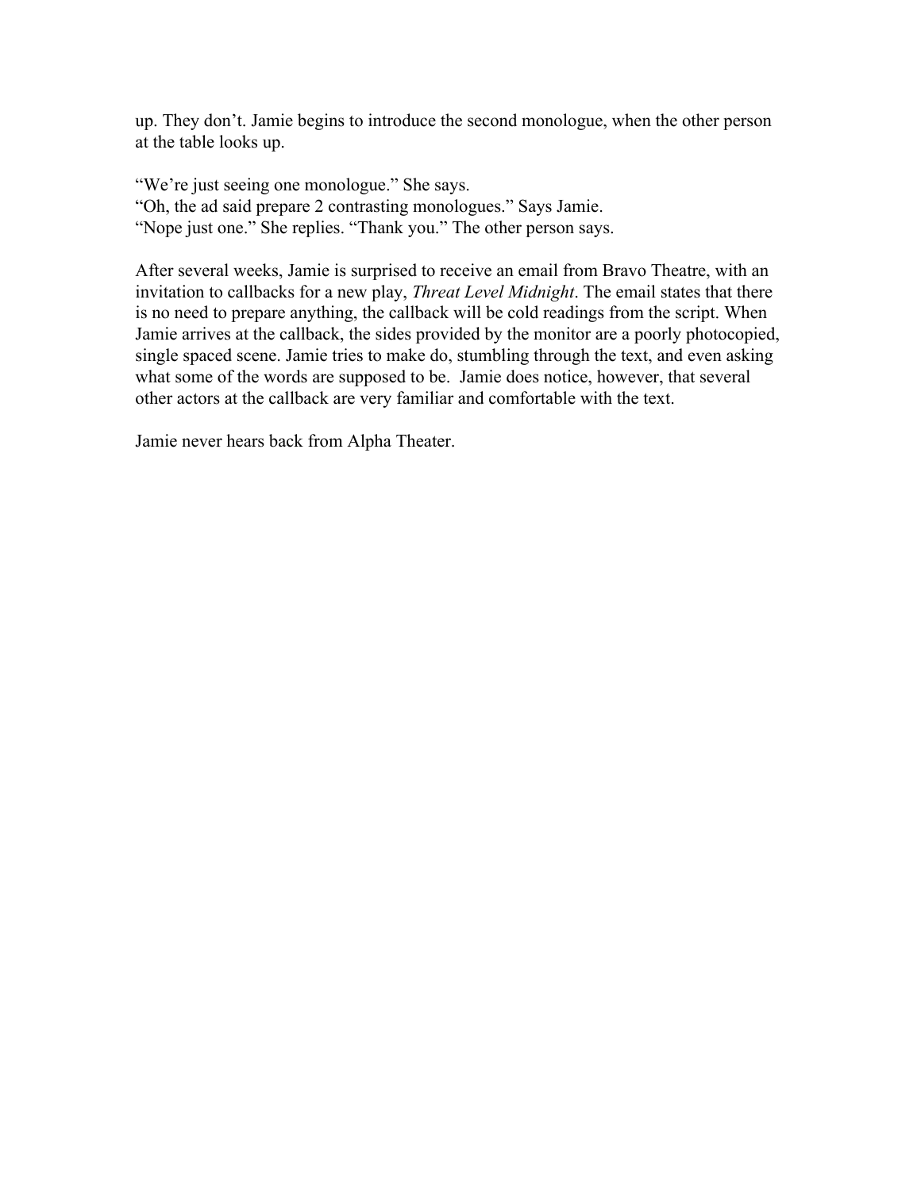up. They don't. Jamie begins to introduce the second monologue, when the other person at the table looks up.

"We're just seeing one monologue." She says.
"Oh, the ad said prepare 2 contrasting monologues." Says Jamie.
"Nope just one." She replies. "Thank you." The other person says.

After several weeks, Jamie is surprised to receive an email from Bravo Theatre, with an invitation to callbacks for a new play, *Threat Level Midnight*. The email states that there is no need to prepare anything, the callback will be cold readings from the script. When Jamie arrives at the callback, the sides provided by the monitor are a poorly photocopied, single spaced scene. Jamie tries to make do, stumbling through the text, and even asking what some of the words are supposed to be. Jamie does notice, however, that several other actors at the callback are very familiar and comfortable with the text.

Jamie never hears back from Alpha Theater.